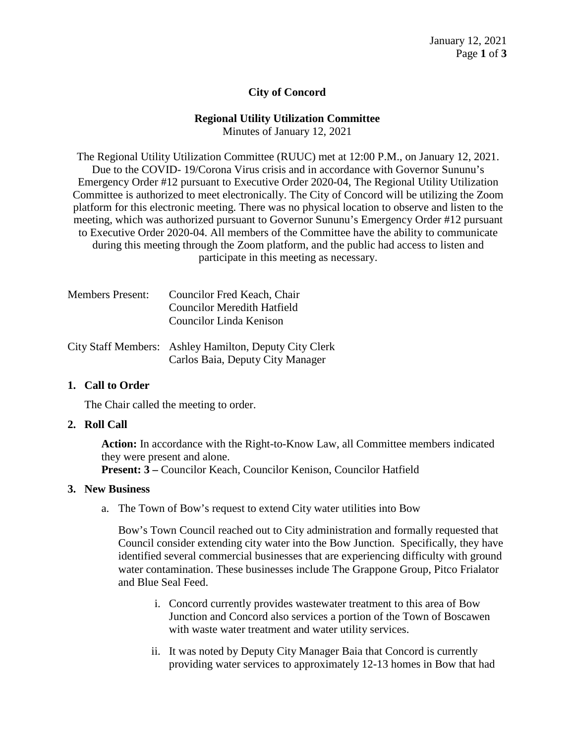# City of Concord

## Regional Utility Utilization Committee

Minutes of January 12, 2021

The Regional Utility Utilization Committee (RUUC) met at 12:00 P.M., on January 12, 2021. Due to the COVID- 19/Corona Virus crisis and in accordance with Governor Sununu's Emergency Order #12 pursuant to Executive Order 2020-04, The Regional Utility Utilization Committee is authorized to meet electronically. The City of Concord will be utilizing the Zoom platform for this electronic meeting. There was no physical location to observe and listen to the meeting, which was authorized pursuant to Governor Sununu's Emergency Order #12 pursuant to Executive Order 2020-04. All members of the Committee have the ability to communicate during this meeting through the Zoom platform, and the public had access to listen and participate in this meeting as necessary.

Members Present: Councilor Fred Keach, Chair
Councilor Meredith Hatfield
Councilor Linda Kenison

City Staff Members: Ashley Hamilton, Deputy City Clerk
Carlos Baia, Deputy City Manager

1. **Call to Order**

   The Chair called the meeting to order.

2. **Roll Call**

   **Action:** In accordance with the Right-to-Know Law, all Committee members indicated they were present and alone.
   **Present: 3 –** Councilor Keach, Councilor Kenison, Councilor Hatfield

3. **New Business**

   a. The Town of Bow's request to extend City water utilities into Bow

      Bow's Town Council reached out to City administration and formally requested that Council consider extending city water into the Bow Junction. Specifically, they have identified several commercial businesses that are experiencing difficulty with ground water contamination. These businesses include The Grappone Group, Pitco Frialator and Blue Seal Feed.

      i. Concord currently provides wastewater treatment to this area of Bow Junction and Concord also services a portion of the Town of Boscawen with waste water treatment and water utility services.

      ii. It was noted by Deputy City Manager Baia that Concord is currently providing water services to approximately 12-13 homes in Bow that had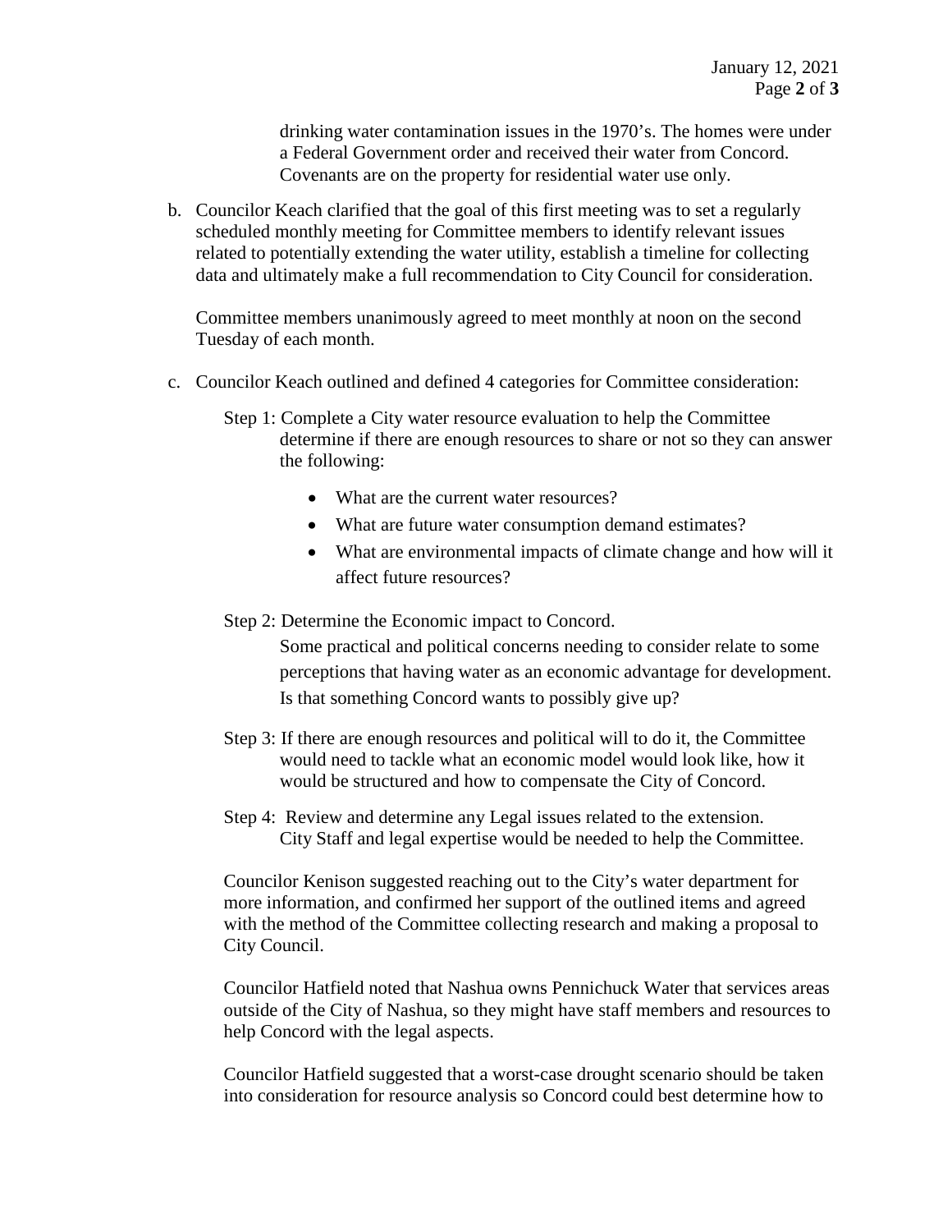drinking water contamination issues in the 1970's. The homes were under a Federal Government order and received their water from Concord. Covenants are on the property for residential water use only.

b. Councilor Keach clarified that the goal of this first meeting was to set a regularly scheduled monthly meeting for Committee members to identify relevant issues related to potentially extending the water utility, establish a timeline for collecting data and ultimately make a full recommendation to City Council for consideration.

   Committee members unanimously agreed to meet monthly at noon on the second Tuesday of each month.

c. Councilor Keach outlined and defined 4 categories for Committee consideration:

   Step 1: Complete a City water resource evaluation to help the Committee determine if there are enough resources to share or not so they can answer the following:

   - What are the current water resources?
   - What are future water consumption demand estimates?
   - What are environmental impacts of climate change and how will it affect future resources?

   Step 2: Determine the Economic impact to Concord.
   Some practical and political concerns needing to consider relate to some perceptions that having water as an economic advantage for development. Is that something Concord wants to possibly give up?

   Step 3: If there are enough resources and political will to do it, the Committee would need to tackle what an economic model would look like, how it would be structured and how to compensate the City of Concord.

   Step 4: Review and determine any Legal issues related to the extension. City Staff and legal expertise would be needed to help the Committee.

   Councilor Kenison suggested reaching out to the City's water department for more information, and confirmed her support of the outlined items and agreed with the method of the Committee collecting research and making a proposal to City Council.

   Councilor Hatfield noted that Nashua owns Pennichuck Water that services areas outside of the City of Nashua, so they might have staff members and resources to help Concord with the legal aspects.

   Councilor Hatfield suggested that a worst-case drought scenario should be taken into consideration for resource analysis so Concord could best determine how to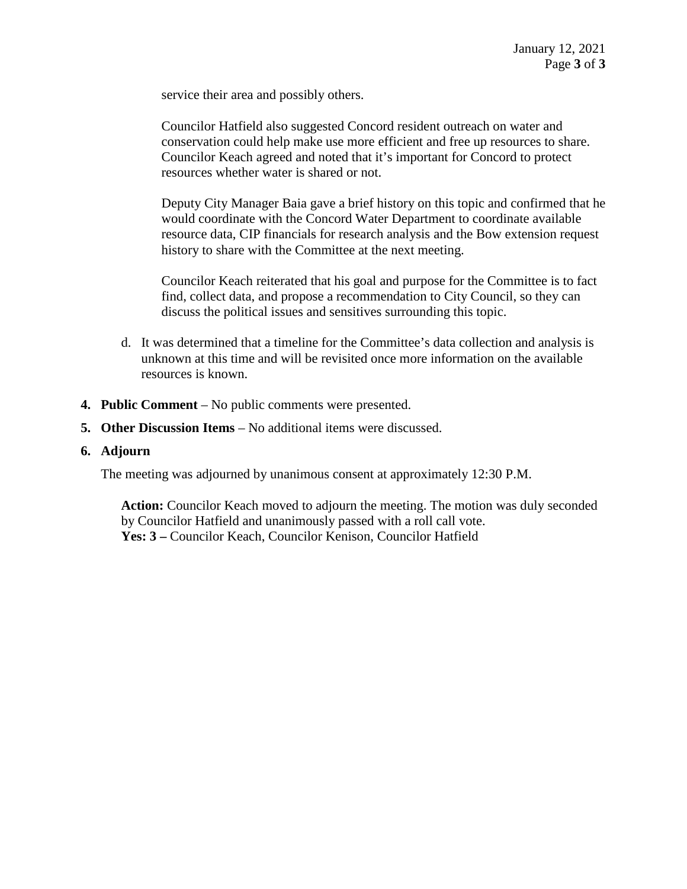service their area and possibly others.

Councilor Hatfield also suggested Concord resident outreach on water and conservation could help make use more efficient and free up resources to share. Councilor Keach agreed and noted that it's important for Concord to protect resources whether water is shared or not.

Deputy City Manager Baia gave a brief history on this topic and confirmed that he would coordinate with the Concord Water Department to coordinate available resource data, CIP financials for research analysis and the Bow extension request history to share with the Committee at the next meeting.

Councilor Keach reiterated that his goal and purpose for the Committee is to fact find, collect data, and propose a recommendation to City Council, so they can discuss the political issues and sensitives surrounding this topic.

d. It was determined that a timeline for the Committee's data collection and analysis is unknown at this time and will be revisited once more information on the available resources is known.

4. **Public Comment** – No public comments were presented.

5. **Other Discussion Items** – No additional items were discussed.

6. **Adjourn**

The meeting was adjourned by unanimous consent at approximately 12:30 P.M.

**Action:** Councilor Keach moved to adjourn the meeting. The motion was duly seconded by Councilor Hatfield and unanimously passed with a roll call vote.
**Yes: 3 –** Councilor Keach, Councilor Kenison, Councilor Hatfield